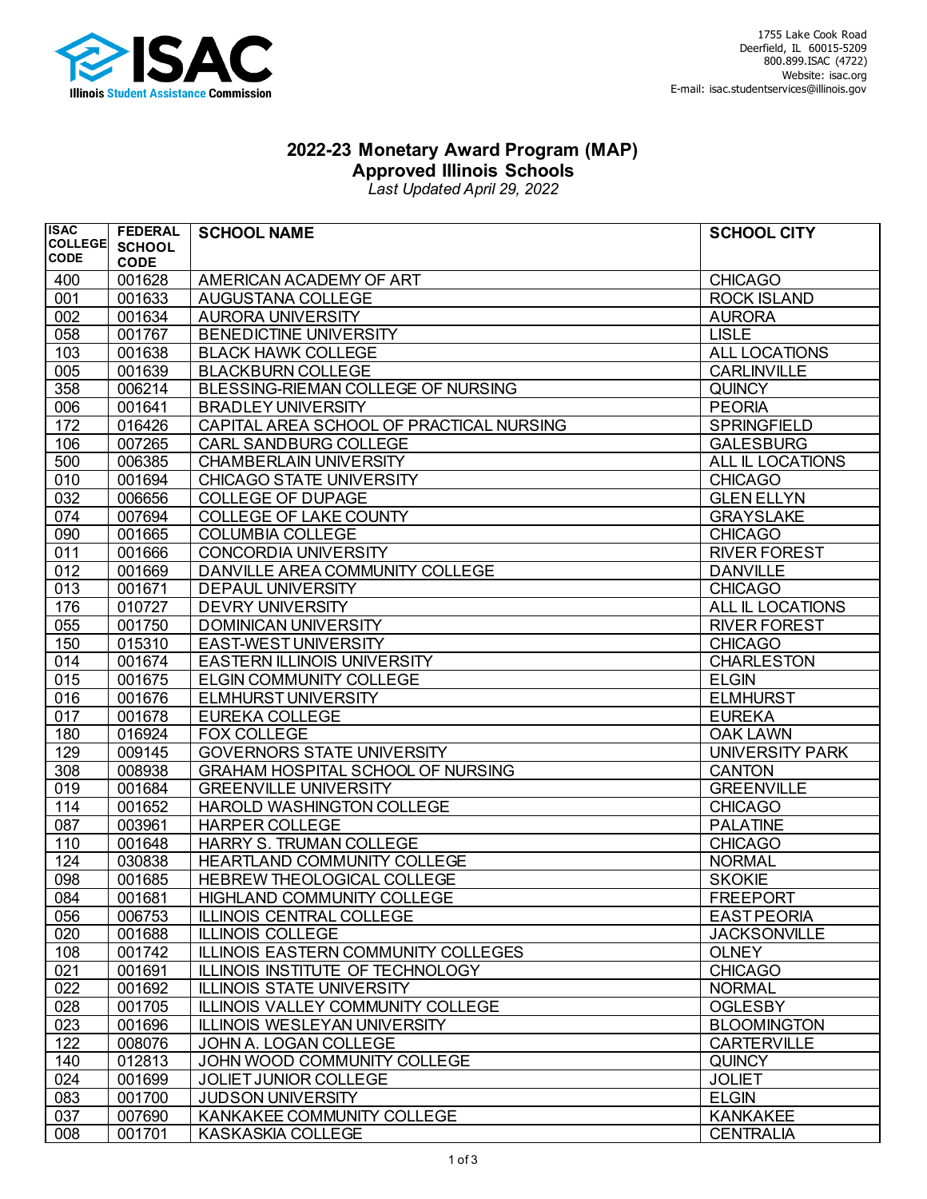ISAC
Illinois Student Assistance Commission

1755 Lake Cook Road
Deerfield, IL 60015-5209
800.899.ISAC (4722)
Website: isac.org
E-mail: isac.studentservices@illinois.gov

# 2022-23 Monetary Award Program (MAP)
## Approved Illinois Schools
*Last Updated April 29, 2022*

| ISAC COLLEGE CODE | FEDERAL SCHOOL CODE | SCHOOL NAME | SCHOOL CITY |
|---|---|---|---|
| 400 | 001628 | AMERICAN ACADEMY OF ART | CHICAGO |
| 001 | 001633 | AUGUSTANA COLLEGE | ROCK ISLAND |
| 002 | 001634 | AURORA UNIVERSITY | AURORA |
| 058 | 001767 | BENEDICTINE UNIVERSITY | LISLE |
| 103 | 001638 | BLACK HAWK COLLEGE | ALL LOCATIONS |
| 005 | 001639 | BLACKBURN COLLEGE | CARLINVILLE |
| 358 | 006214 | BLESSING-RIEMAN COLLEGE OF NURSING | QUINCY |
| 006 | 001641 | BRADLEY UNIVERSITY | PEORIA |
| 172 | 016426 | CAPITAL AREA SCHOOL OF PRACTICAL NURSING | SPRINGFIELD |
| 106 | 007265 | CARL SANDBURG COLLEGE | GALESBURG |
| 500 | 006385 | CHAMBERLAIN UNIVERSITY | ALL IL LOCATIONS |
| 010 | 001694 | CHICAGO STATE UNIVERSITY | CHICAGO |
| 032 | 006656 | COLLEGE OF DUPAGE | GLEN ELLYN |
| 074 | 007694 | COLLEGE OF LAKE COUNTY | GRAYSLAKE |
| 090 | 001665 | COLUMBIA COLLEGE | CHICAGO |
| 011 | 001666 | CONCORDIA UNIVERSITY | RIVER FOREST |
| 012 | 001669 | DANVILLE AREA COMMUNITY COLLEGE | DANVILLE |
| 013 | 001671 | DEPAUL UNIVERSITY | CHICAGO |
| 176 | 010727 | DEVRY UNIVERSITY | ALL IL LOCATIONS |
| 055 | 001750 | DOMINICAN UNIVERSITY | RIVER FOREST |
| 150 | 015310 | EAST-WEST UNIVERSITY | CHICAGO |
| 014 | 001674 | EASTERN ILLINOIS UNIVERSITY | CHARLESTON |
| 015 | 001675 | ELGIN COMMUNITY COLLEGE | ELGIN |
| 016 | 001676 | ELMHURST UNIVERSITY | ELMHURST |
| 017 | 001678 | EUREKA COLLEGE | EUREKA |
| 180 | 016924 | FOX COLLEGE | OAK LAWN |
| 129 | 009145 | GOVERNORS STATE UNIVERSITY | UNIVERSITY PARK |
| 308 | 008938 | GRAHAM HOSPITAL SCHOOL OF NURSING | CANTON |
| 019 | 001684 | GREENVILLE UNIVERSITY | GREENVILLE |
| 114 | 001652 | HAROLD WASHINGTON COLLEGE | CHICAGO |
| 087 | 003961 | HARPER COLLEGE | PALATINE |
| 110 | 001648 | HARRY S. TRUMAN COLLEGE | CHICAGO |
| 124 | 030838 | HEARTLAND COMMUNITY COLLEGE | NORMAL |
| 098 | 001685 | HEBREW THEOLOGICAL COLLEGE | SKOKIE |
| 084 | 001681 | HIGHLAND COMMUNITY COLLEGE | FREEPORT |
| 056 | 006753 | ILLINOIS CENTRAL COLLEGE | EAST PEORIA |
| 020 | 001688 | ILLINOIS COLLEGE | JACKSONVILLE |
| 108 | 001742 | ILLINOIS EASTERN COMMUNITY COLLEGES | OLNEY |
| 021 | 001691 | ILLINOIS INSTITUTE OF TECHNOLOGY | CHICAGO |
| 022 | 001692 | ILLINOIS STATE UNIVERSITY | NORMAL |
| 028 | 001705 | ILLINOIS VALLEY COMMUNITY COLLEGE | OGLESBY |
| 023 | 001696 | ILLINOIS WESLEYAN UNIVERSITY | BLOOMINGTON |
| 122 | 008076 | JOHN A. LOGAN COLLEGE | CARTERVILLE |
| 140 | 012813 | JOHN WOOD COMMUNITY COLLEGE | QUINCY |
| 024 | 001699 | JOLIET JUNIOR COLLEGE | JOLIET |
| 083 | 001700 | JUDSON UNIVERSITY | ELGIN |
| 037 | 007690 | KANKAKEE COMMUNITY COLLEGE | KANKAKEE |
| 008 | 001701 | KASKASKIA COLLEGE | CENTRALIA |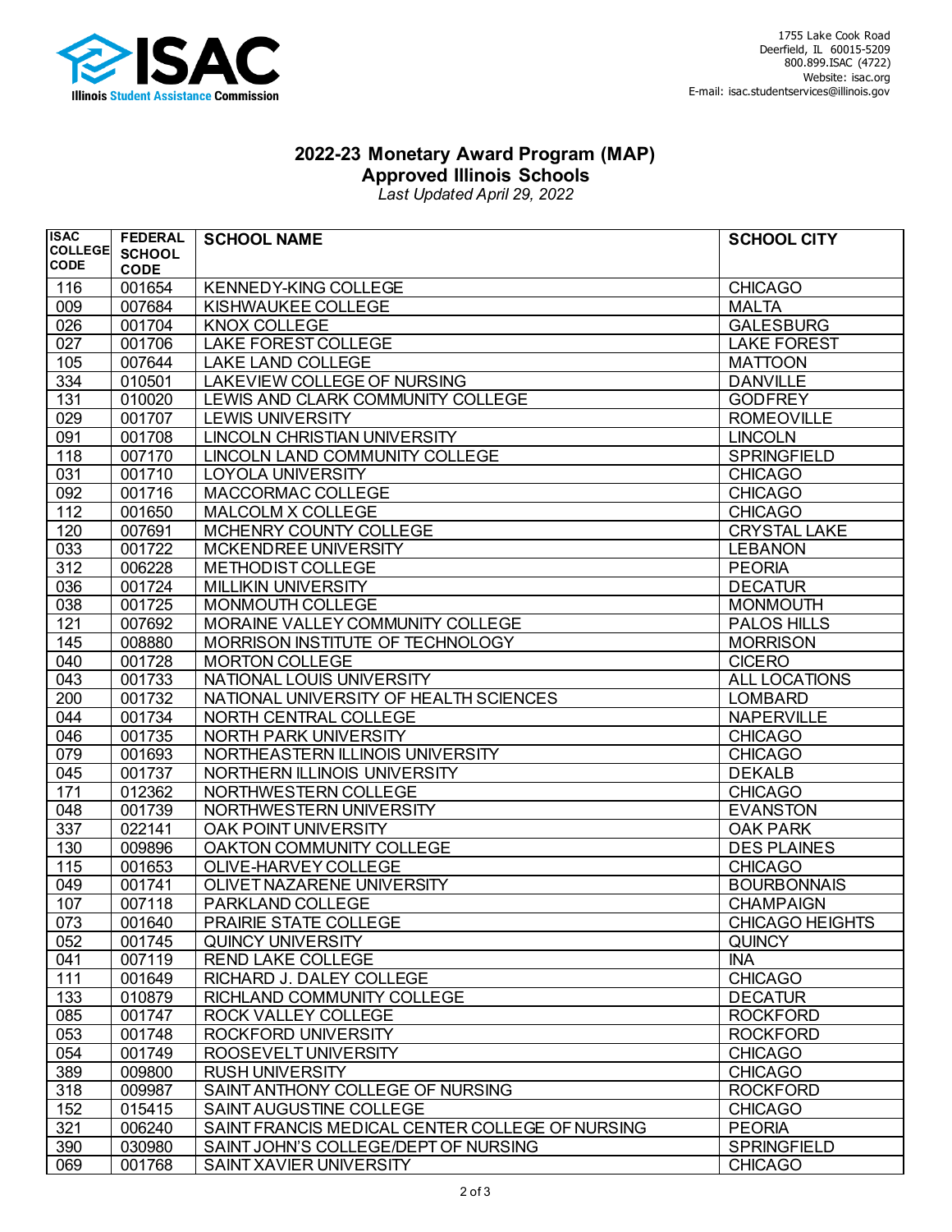# 2022-23 Monetary Award Program (MAP)
## Approved Illinois Schools
*Last Updated April 29, 2022*

| ISAC COLLEGE CODE | FEDERAL SCHOOL CODE | SCHOOL NAME | SCHOOL CITY |
|---|---|---|---|
| 116 | 001654 | KENNEDY-KING COLLEGE | CHICAGO |
| 009 | 007684 | KISHWAUKEE COLLEGE | MALTA |
| 026 | 001704 | KNOX COLLEGE | GALESBURG |
| 027 | 001706 | LAKE FOREST COLLEGE | LAKE FOREST |
| 105 | 007644 | LAKE LAND COLLEGE | MATTOON |
| 334 | 010501 | LAKEVIEW COLLEGE OF NURSING | DANVILLE |
| 131 | 010020 | LEWIS AND CLARK COMMUNITY COLLEGE | GODFREY |
| 029 | 001707 | LEWIS UNIVERSITY | ROMEOVILLE |
| 091 | 001708 | LINCOLN CHRISTIAN UNIVERSITY | LINCOLN |
| 118 | 007170 | LINCOLN LAND COMMUNITY COLLEGE | SPRINGFIELD |
| 031 | 001710 | LOYOLA UNIVERSITY | CHICAGO |
| 092 | 001716 | MACCORMAC COLLEGE | CHICAGO |
| 112 | 001650 | MALCOLM X COLLEGE | CHICAGO |
| 120 | 007691 | MCHENRY COUNTY COLLEGE | CRYSTAL LAKE |
| 033 | 001722 | MCKENDREE UNIVERSITY | LEBANON |
| 312 | 006228 | METHODIST COLLEGE | PEORIA |
| 036 | 001724 | MILLIKIN UNIVERSITY | DECATUR |
| 038 | 001725 | MONMOUTH COLLEGE | MONMOUTH |
| 121 | 007692 | MORAINE VALLEY COMMUNITY COLLEGE | PALOS HILLS |
| 145 | 008880 | MORRISON INSTITUTE OF TECHNOLOGY | MORRISON |
| 040 | 001728 | MORTON COLLEGE | CICERO |
| 043 | 001733 | NATIONAL LOUIS UNIVERSITY | ALL LOCATIONS |
| 200 | 001732 | NATIONAL UNIVERSITY OF HEALTH SCIENCES | LOMBARD |
| 044 | 001734 | NORTH CENTRAL COLLEGE | NAPERVILLE |
| 046 | 001735 | NORTH PARK UNIVERSITY | CHICAGO |
| 079 | 001693 | NORTHEASTERN ILLINOIS UNIVERSITY | CHICAGO |
| 045 | 001737 | NORTHERN ILLINOIS UNIVERSITY | DEKALB |
| 171 | 012362 | NORTHWESTERN COLLEGE | CHICAGO |
| 048 | 001739 | NORTHWESTERN UNIVERSITY | EVANSTON |
| 337 | 022141 | OAK POINT UNIVERSITY | OAK PARK |
| 130 | 009896 | OAKTON COMMUNITY COLLEGE | DES PLAINES |
| 115 | 001653 | OLIVE-HARVEY COLLEGE | CHICAGO |
| 049 | 001741 | OLIVET NAZARENE UNIVERSITY | BOURBONNAIS |
| 107 | 007118 | PARKLAND COLLEGE | CHAMPAIGN |
| 073 | 001640 | PRAIRIE STATE COLLEGE | CHICAGO HEIGHTS |
| 052 | 001745 | QUINCY UNIVERSITY | QUINCY |
| 041 | 007119 | REND LAKE COLLEGE | INA |
| 111 | 001649 | RICHARD J. DALEY COLLEGE | CHICAGO |
| 133 | 010879 | RICHLAND COMMUNITY COLLEGE | DECATUR |
| 085 | 001747 | ROCK VALLEY COLLEGE | ROCKFORD |
| 053 | 001748 | ROCKFORD UNIVERSITY | ROCKFORD |
| 054 | 001749 | ROOSEVELT UNIVERSITY | CHICAGO |
| 389 | 009800 | RUSH UNIVERSITY | CHICAGO |
| 318 | 009987 | SAINT ANTHONY COLLEGE OF NURSING | ROCKFORD |
| 152 | 015415 | SAINT AUGUSTINE COLLEGE | CHICAGO |
| 321 | 006240 | SAINT FRANCIS MEDICAL CENTER COLLEGE OF NURSING | PEORIA |
| 390 | 030980 | SAINT JOHN'S COLLEGE/DEPT OF NURSING | SPRINGFIELD |
| 069 | 001768 | SAINT XAVIER UNIVERSITY | CHICAGO |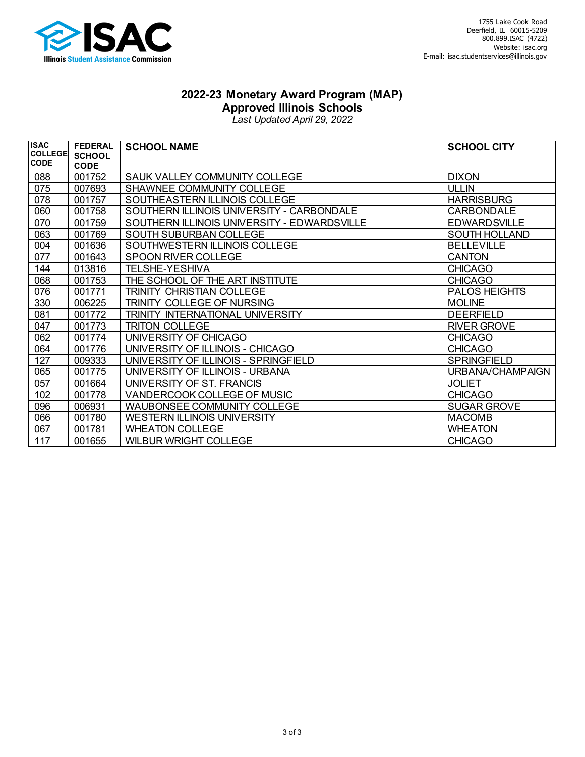ISAC
Illinois Student Assistance Commission

1755 Lake Cook Road
Deerfield, IL 60015-5209
800.899.ISAC (4722)
Website: isac.org
E-mail: isac.studentservices@illinois.gov

## 2022-23 Monetary Award Program (MAP)
## Approved Illinois Schools

*Last Updated April 29, 2022*

| ISAC COLLEGE CODE | FEDERAL SCHOOL CODE | SCHOOL NAME | SCHOOL CITY |
|---|---|---|---|
| 088 | 001752 | SAUK VALLEY COMMUNITY COLLEGE | DIXON |
| 075 | 007693 | SHAWNEE COMMUNITY COLLEGE | ULLIN |
| 078 | 001757 | SOUTHEASTERN ILLINOIS COLLEGE | HARRISBURG |
| 060 | 001758 | SOUTHERN ILLINOIS UNIVERSITY - CARBONDALE | CARBONDALE |
| 070 | 001759 | SOUTHERN ILLINOIS UNIVERSITY - EDWARDSVILLE | EDWARDSVILLE |
| 063 | 001769 | SOUTH SUBURBAN COLLEGE | SOUTH HOLLAND |
| 004 | 001636 | SOUTHWESTERN ILLINOIS COLLEGE | BELLEVILLE |
| 077 | 001643 | SPOON RIVER COLLEGE | CANTON |
| 144 | 013816 | TELSHE-YESHIVA | CHICAGO |
| 068 | 001753 | THE SCHOOL OF THE ART INSTITUTE | CHICAGO |
| 076 | 001771 | TRINITY CHRISTIAN COLLEGE | PALOS HEIGHTS |
| 330 | 006225 | TRINITY COLLEGE OF NURSING | MOLINE |
| 081 | 001772 | TRINITY INTERNATIONAL UNIVERSITY | DEERFIELD |
| 047 | 001773 | TRITON COLLEGE | RIVER GROVE |
| 062 | 001774 | UNIVERSITY OF CHICAGO | CHICAGO |
| 064 | 001776 | UNIVERSITY OF ILLINOIS - CHICAGO | CHICAGO |
| 127 | 009333 | UNIVERSITY OF ILLINOIS - SPRINGFIELD | SPRINGFIELD |
| 065 | 001775 | UNIVERSITY OF ILLINOIS - URBANA | URBANA/CHAMPAIGN |
| 057 | 001664 | UNIVERSITY OF ST. FRANCIS | JOLIET |
| 102 | 001778 | VANDERCOOK COLLEGE OF MUSIC | CHICAGO |
| 096 | 006931 | WAUBONSEE COMMUNITY COLLEGE | SUGAR GROVE |
| 066 | 001780 | WESTERN ILLINOIS UNIVERSITY | MACOMB |
| 067 | 001781 | WHEATON COLLEGE | WHEATON |
| 117 | 001655 | WILBUR WRIGHT COLLEGE | CHICAGO |